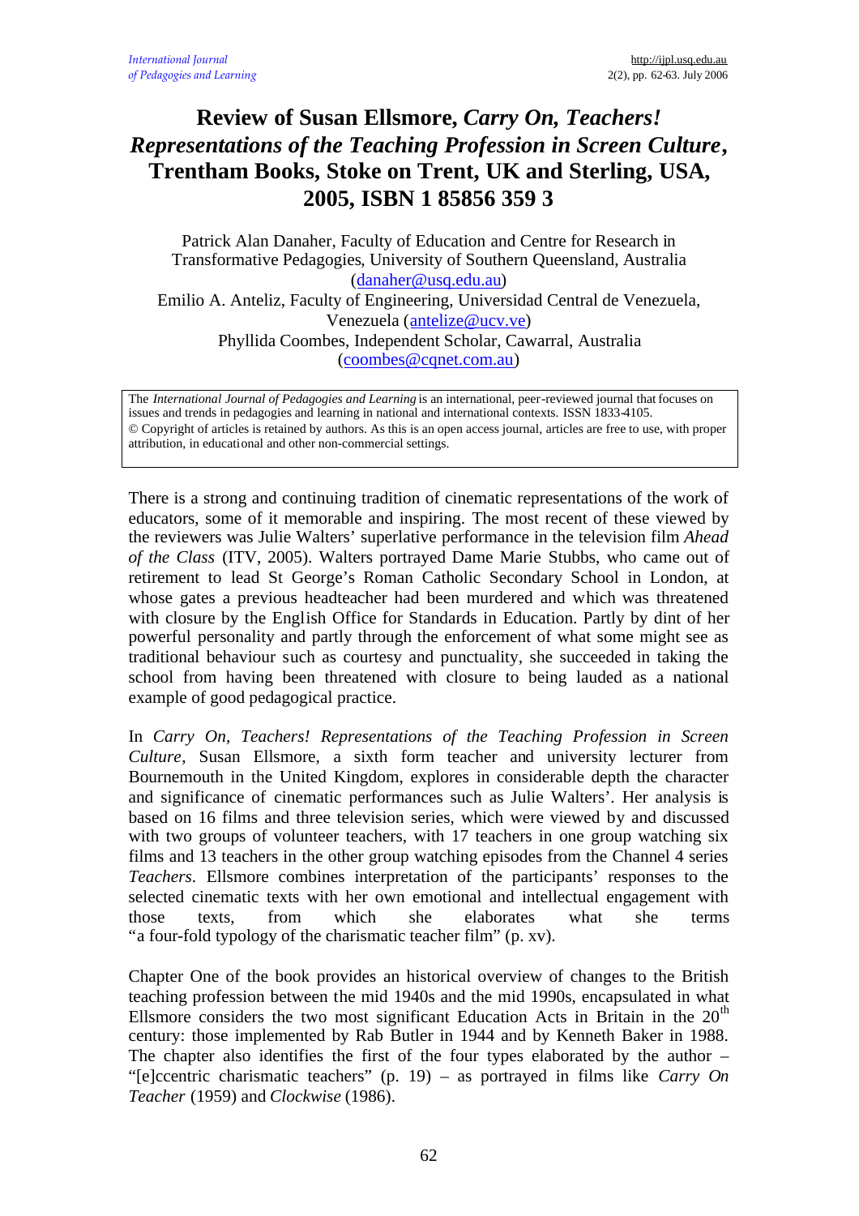# Review of Susan Ellsmore, *Carry On, Teachers! Representations of the Teaching Profession in Screen Culture*, Trentham Books, Stoke on Trent, UK and Sterling, USA, 2005, ISBN 1 85856 359 3

Patrick Alan Danaher, Faculty of Education and Centre for Research in Transformative Pedagogies, University of Southern Queensland, Australia (danaher@usq.edu.au)
Emilio A. Anteliz, Faculty of Engineering, Universidad Central de Venezuela, Venezuela (antelize@ucv.ve)
Phyllida Coombes, Independent Scholar, Cawarral, Australia (coombes@cqnet.com.au)

The *International Journal of Pedagogies and Learning* is an international, peer-reviewed journal that focuses on issues and trends in pedagogies and learning in national and international contexts. ISSN 1833-4105.
© Copyright of articles is retained by authors. As this is an open access journal, articles are free to use, with proper attribution, in educational and other non-commercial settings.

There is a strong and continuing tradition of cinematic representations of the work of educators, some of it memorable and inspiring. The most recent of these viewed by the reviewers was Julie Walters' superlative performance in the television film *Ahead of the Class* (ITV, 2005). Walters portrayed Dame Marie Stubbs, who came out of retirement to lead St George's Roman Catholic Secondary School in London, at whose gates a previous headteacher had been murdered and which was threatened with closure by the English Office for Standards in Education. Partly by dint of her powerful personality and partly through the enforcement of what some might see as traditional behaviour such as courtesy and punctuality, she succeeded in taking the school from having been threatened with closure to being lauded as a national example of good pedagogical practice.

In *Carry On, Teachers! Representations of the Teaching Profession in Screen Culture*, Susan Ellsmore, a sixth form teacher and university lecturer from Bournemouth in the United Kingdom, explores in considerable depth the character and significance of cinematic performances such as Julie Walters'. Her analysis is based on 16 films and three television series, which were viewed by and discussed with two groups of volunteer teachers, with 17 teachers in one group watching six films and 13 teachers in the other group watching episodes from the Channel 4 series *Teachers*. Ellsmore combines interpretation of the participants' responses to the selected cinematic texts with her own emotional and intellectual engagement with those texts, from which she elaborates what she terms "a four-fold typology of the charismatic teacher film" (p. xv).

Chapter One of the book provides an historical overview of changes to the British teaching profession between the mid 1940s and the mid 1990s, encapsulated in what Ellsmore considers the two most significant Education Acts in Britain in the 20th century: those implemented by Rab Butler in 1944 and by Kenneth Baker in 1988. The chapter also identifies the first of the four types elaborated by the author – "[e]ccentric charismatic teachers" (p. 19) – as portrayed in films like *Carry On Teacher* (1959) and *Clockwise* (1986).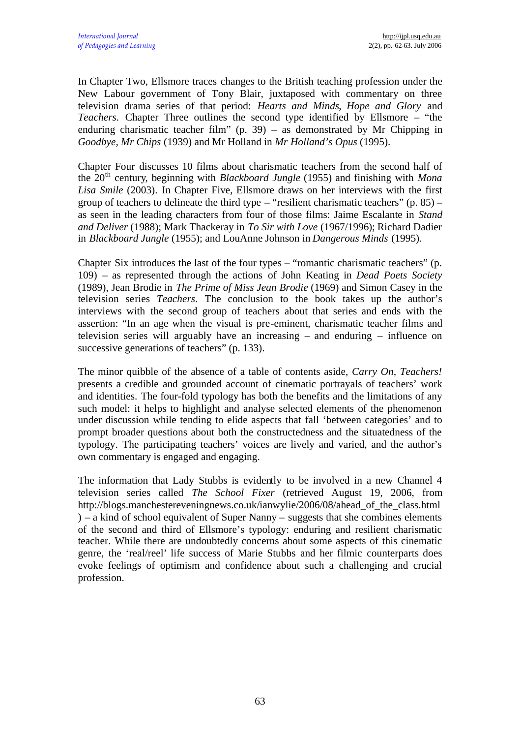In Chapter Two, Ellsmore traces changes to the British teaching profession under the New Labour government of Tony Blair, juxtaposed with commentary on three television drama series of that period: *Hearts and Minds*, *Hope and Glory* and *Teachers*. Chapter Three outlines the second type identified by Ellsmore – "the enduring charismatic teacher film" (p. 39) – as demonstrated by Mr Chipping in *Goodbye, Mr Chips* (1939) and Mr Holland in *Mr Holland's Opus* (1995).

Chapter Four discusses 10 films about charismatic teachers from the second half of the 20th century, beginning with *Blackboard Jungle* (1955) and finishing with *Mona Lisa Smile* (2003). In Chapter Five, Ellsmore draws on her interviews with the first group of teachers to delineate the third type – "resilient charismatic teachers" (p. 85) – as seen in the leading characters from four of those films: Jaime Escalante in *Stand and Deliver* (1988); Mark Thackeray in *To Sir with Love* (1967/1996); Richard Dadier in *Blackboard Jungle* (1955); and LouAnne Johnson in *Dangerous Minds* (1995).

Chapter Six introduces the last of the four types – "romantic charismatic teachers" (p. 109) – as represented through the actions of John Keating in *Dead Poets Society* (1989), Jean Brodie in *The Prime of Miss Jean Brodie* (1969) and Simon Casey in the television series *Teachers*. The conclusion to the book takes up the author's interviews with the second group of teachers about that series and ends with the assertion: "In an age when the visual is pre-eminent, charismatic teacher films and television series will arguably have an increasing – and enduring – influence on successive generations of teachers" (p. 133).

The minor quibble of the absence of a table of contents aside, *Carry On, Teachers!* presents a credible and grounded account of cinematic portrayals of teachers' work and identities. The four-fold typology has both the benefits and the limitations of any such model: it helps to highlight and analyse selected elements of the phenomenon under discussion while tending to elide aspects that fall 'between categories' and to prompt broader questions about both the constructedness and the situatedness of the typology. The participating teachers' voices are lively and varied, and the author's own commentary is engaged and engaging.

The information that Lady Stubbs is evidently to be involved in a new Channel 4 television series called *The School Fixer* (retrieved August 19, 2006, from http://blogs.manchestereveningnews.co.uk/ianwylie/2006/08/ahead_of_the_class.html ) – a kind of school equivalent of Super Nanny – suggests that she combines elements of the second and third of Ellsmore's typology: enduring and resilient charismatic teacher. While there are undoubtedly concerns about some aspects of this cinematic genre, the 'real/reel' life success of Marie Stubbs and her filmic counterparts does evoke feelings of optimism and confidence about such a challenging and crucial profession.